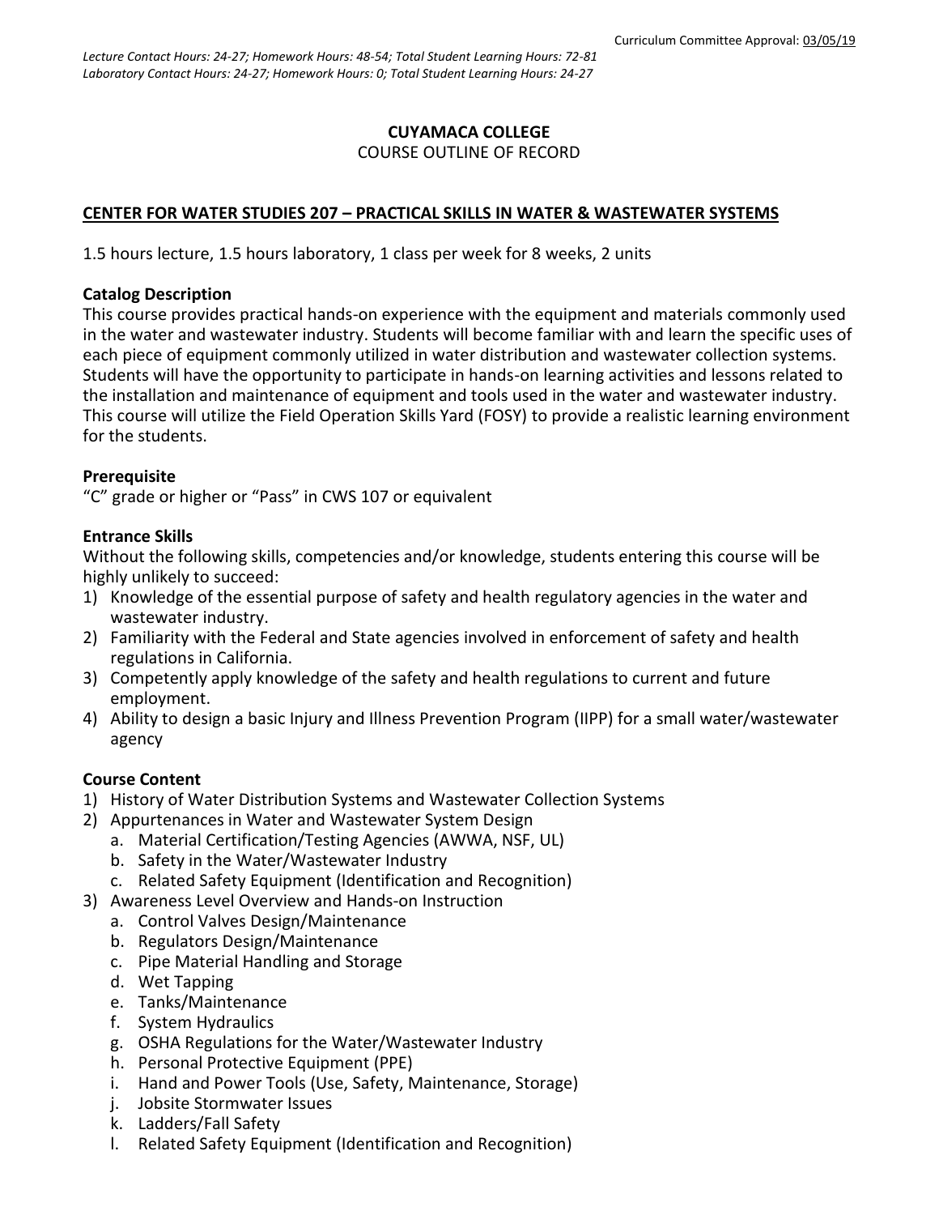Curriculum Committee Approval: 03/05/19

*Lecture Contact Hours: 24-27; Homework Hours: 48-54; Total Student Learning Hours: 72-81*
*Laboratory Contact Hours: 24-27; Homework Hours: 0; Total Student Learning Hours: 24-27*

**CUYAMACA COLLEGE**
COURSE OUTLINE OF RECORD

**CENTER FOR WATER STUDIES 207 – PRACTICAL SKILLS IN WATER & WASTEWATER SYSTEMS**

1.5 hours lecture, 1.5 hours laboratory, 1 class per week for 8 weeks, 2 units

**Catalog Description**
This course provides practical hands-on experience with the equipment and materials commonly used in the water and wastewater industry. Students will become familiar with and learn the specific uses of each piece of equipment commonly utilized in water distribution and wastewater collection systems. Students will have the opportunity to participate in hands-on learning activities and lessons related to the installation and maintenance of equipment and tools used in the water and wastewater industry. This course will utilize the Field Operation Skills Yard (FOSY) to provide a realistic learning environment for the students.

**Prerequisite**
"C" grade or higher or "Pass" in CWS 107 or equivalent

**Entrance Skills**
Without the following skills, competencies and/or knowledge, students entering this course will be highly unlikely to succeed:

1) Knowledge of the essential purpose of safety and health regulatory agencies in the water and wastewater industry.
2) Familiarity with the Federal and State agencies involved in enforcement of safety and health regulations in California.
3) Competently apply knowledge of the safety and health regulations to current and future employment.
4) Ability to design a basic Injury and Illness Prevention Program (IIPP) for a small water/wastewater agency

**Course Content**

1) History of Water Distribution Systems and Wastewater Collection Systems
2) Appurtenances in Water and Wastewater System Design
   a. Material Certification/Testing Agencies (AWWA, NSF, UL)
   b. Safety in the Water/Wastewater Industry
   c. Related Safety Equipment (Identification and Recognition)
3) Awareness Level Overview and Hands-on Instruction
   a. Control Valves Design/Maintenance
   b. Regulators Design/Maintenance
   c. Pipe Material Handling and Storage
   d. Wet Tapping
   e. Tanks/Maintenance
   f. System Hydraulics
   g. OSHA Regulations for the Water/Wastewater Industry
   h. Personal Protective Equipment (PPE)
   i. Hand and Power Tools (Use, Safety, Maintenance, Storage)
   j. Jobsite Stormwater Issues
   k. Ladders/Fall Safety
   l. Related Safety Equipment (Identification and Recognition)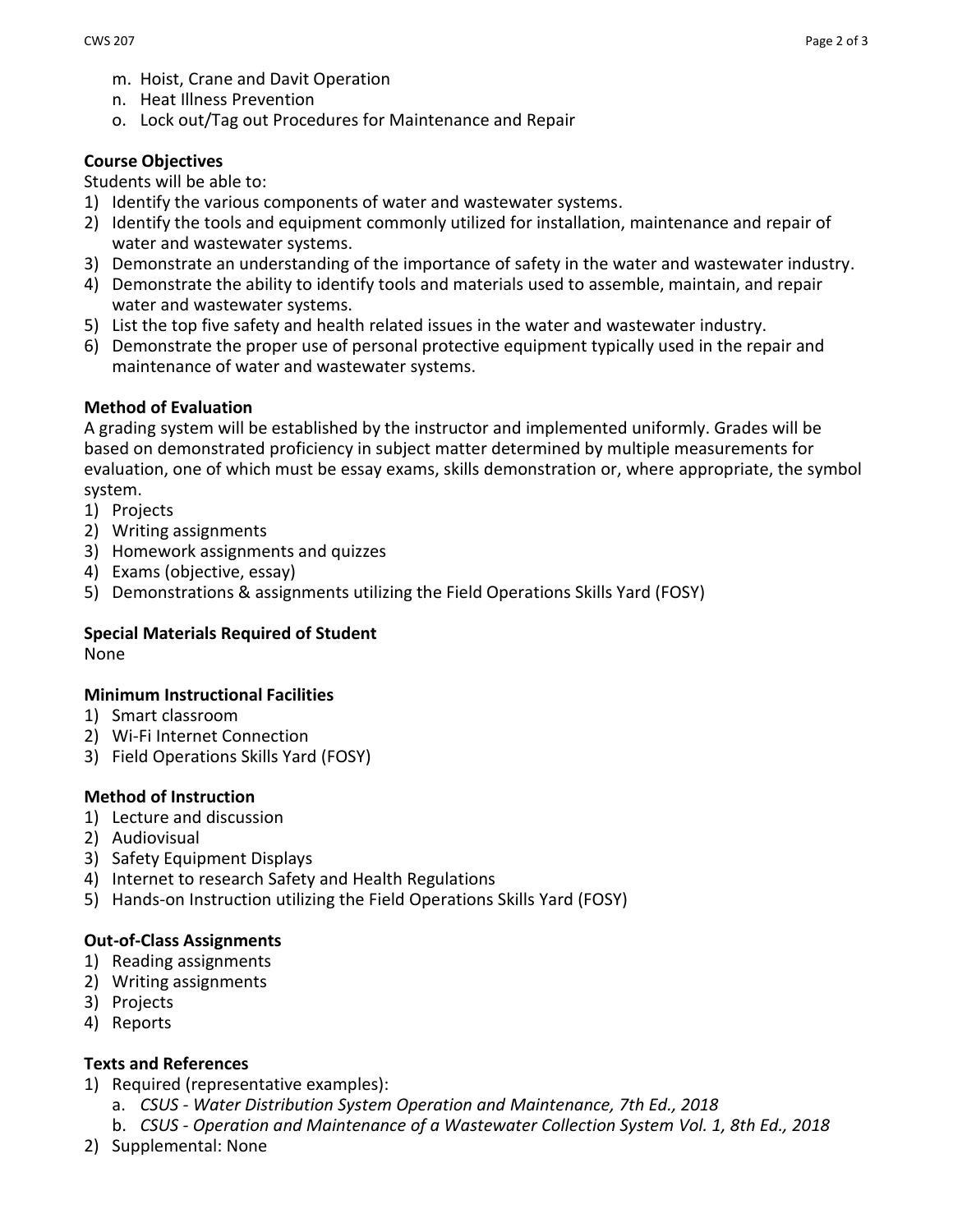m. Hoist, Crane and Davit Operation
n. Heat Illness Prevention
o. Lock out/Tag out Procedures for Maintenance and Repair

**Course Objectives**

Students will be able to:

1) Identify the various components of water and wastewater systems.
2) Identify the tools and equipment commonly utilized for installation, maintenance and repair of water and wastewater systems.
3) Demonstrate an understanding of the importance of safety in the water and wastewater industry.
4) Demonstrate the ability to identify tools and materials used to assemble, maintain, and repair water and wastewater systems.
5) List the top five safety and health related issues in the water and wastewater industry.
6) Demonstrate the proper use of personal protective equipment typically used in the repair and maintenance of water and wastewater systems.

**Method of Evaluation**

A grading system will be established by the instructor and implemented uniformly. Grades will be based on demonstrated proficiency in subject matter determined by multiple measurements for evaluation, one of which must be essay exams, skills demonstration or, where appropriate, the symbol system.

1) Projects
2) Writing assignments
3) Homework assignments and quizzes
4) Exams (objective, essay)
5) Demonstrations & assignments utilizing the Field Operations Skills Yard (FOSY)

**Special Materials Required of Student**

None

**Minimum Instructional Facilities**

1) Smart classroom
2) Wi-Fi Internet Connection
3) Field Operations Skills Yard (FOSY)

**Method of Instruction**

1) Lecture and discussion
2) Audiovisual
3) Safety Equipment Displays
4) Internet to research Safety and Health Regulations
5) Hands-on Instruction utilizing the Field Operations Skills Yard (FOSY)

**Out-of-Class Assignments**

1) Reading assignments
2) Writing assignments
3) Projects
4) Reports

**Texts and References**

1) Required (representative examples):
   a. *CSUS - Water Distribution System Operation and Maintenance, 7th Ed., 2018*
   b. *CSUS - Operation and Maintenance of a Wastewater Collection System Vol. 1, 8th Ed., 2018*
2) Supplemental: None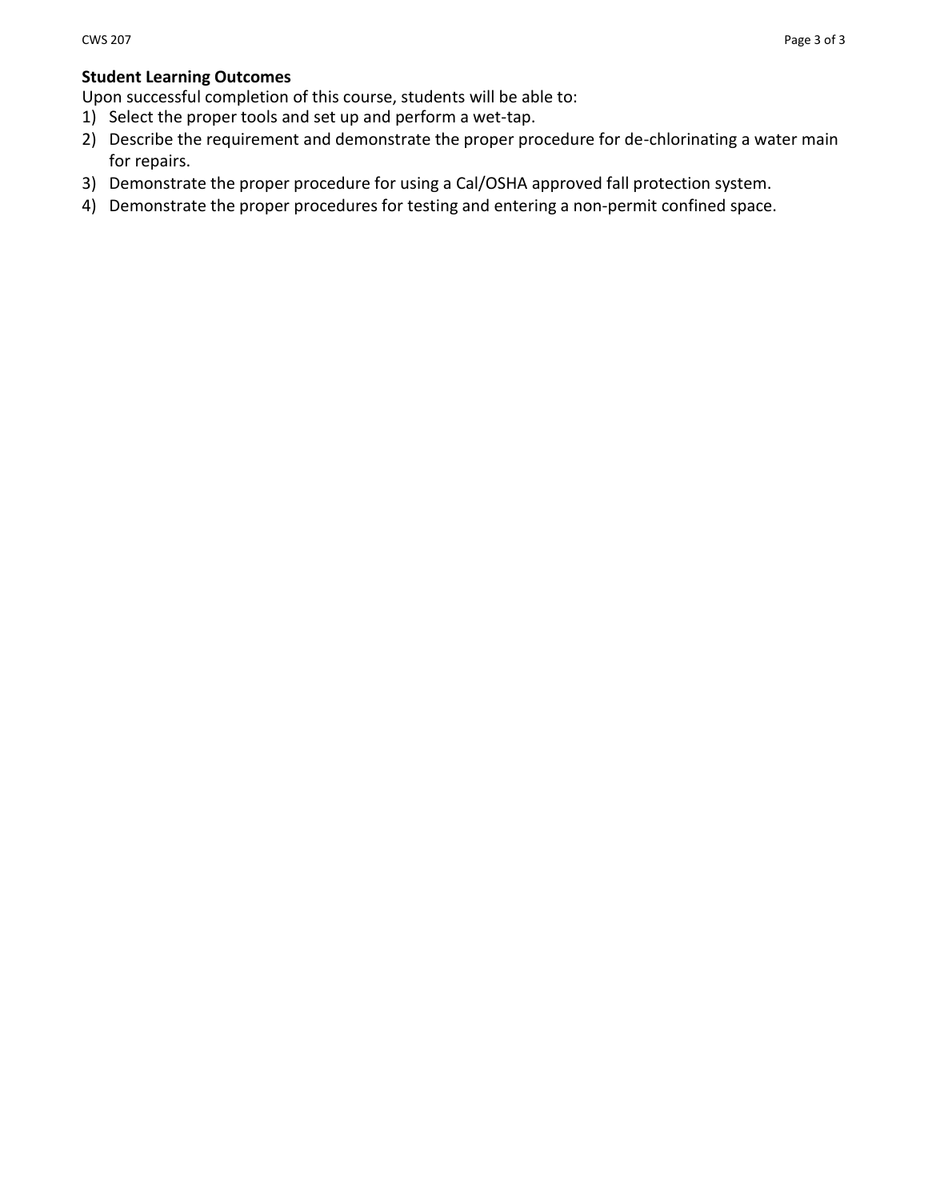**Student Learning Outcomes**

Upon successful completion of this course, students will be able to:

1) Select the proper tools and set up and perform a wet-tap.
2) Describe the requirement and demonstrate the proper procedure for de-chlorinating a water main for repairs.
3) Demonstrate the proper procedure for using a Cal/OSHA approved fall protection system.
4) Demonstrate the proper procedures for testing and entering a non-permit confined space.